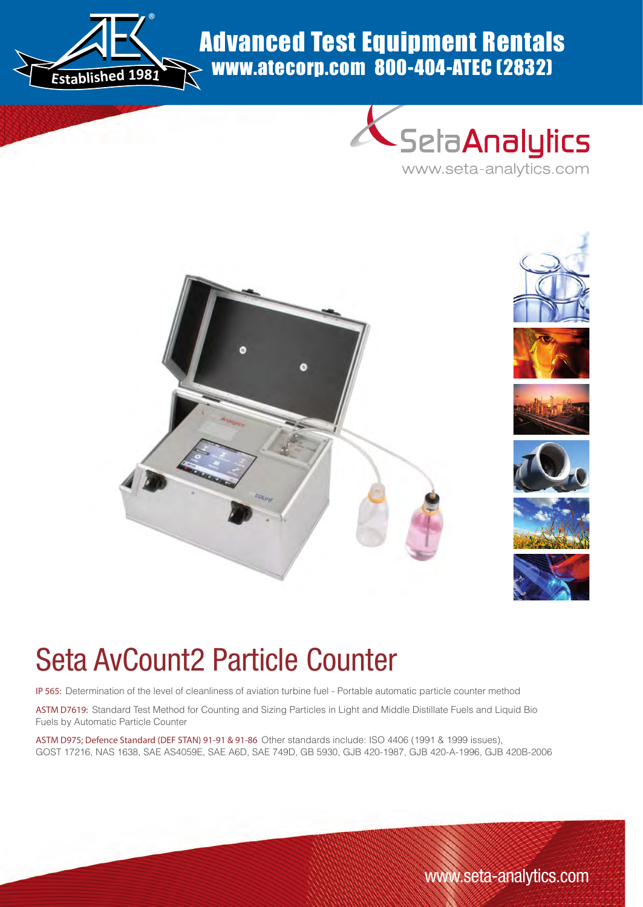Advanced Test Equipment Rentals
www.atecorp.com 800-404-ATEC (2832)

Established 1981

SetaAnalytics
www.seta-analytics.com

# Seta AvCount2 Particle Counter

IP 565: Determination of the level of cleanliness of aviation turbine fuel - Portable automatic particle counter method

ASTM D7619: Standard Test Method for Counting and Sizing Particles in Light and Middle Distillate Fuels and Liquid Bio Fuels by Automatic Particle Counter

ASTM D975; Defence Standard (DEF STAN) 91-91 & 91-86 Other standards include: ISO 4406 (1991 & 1999 issues), GOST 17216, NAS 1638, SAE AS4059E, SAE A6D, SAE 749D, GB 5930, GJB 420-1987, GJB 420-A-1996, GJB 420B-2006

www.seta-analytics.com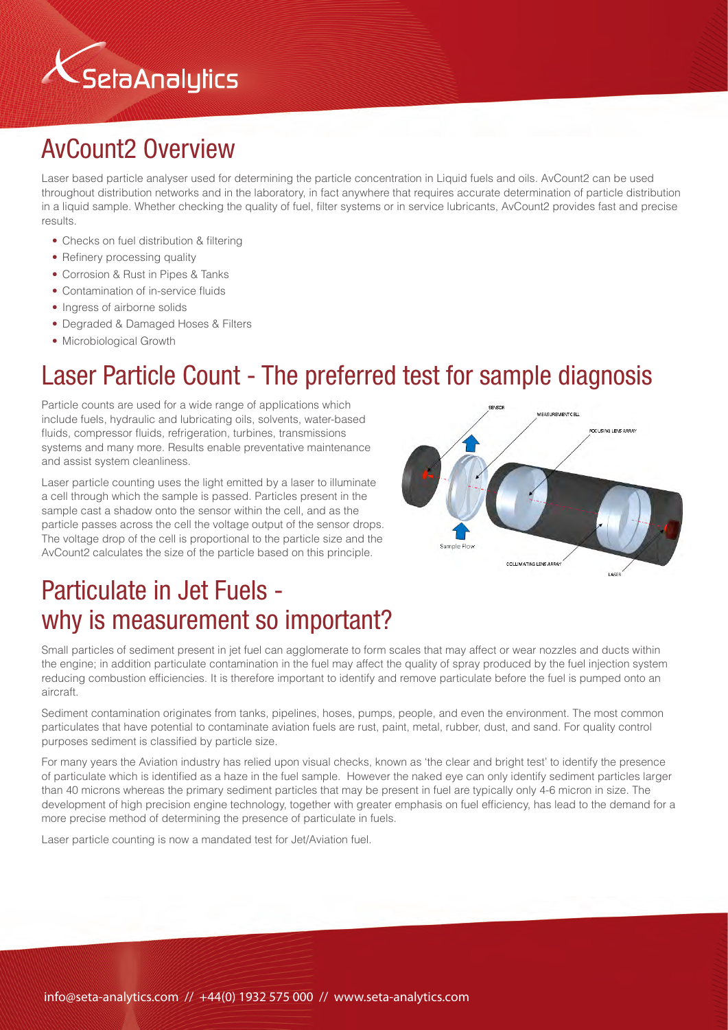## AvCount2 Overview

Laser based particle analyser used for determining the particle concentration in Liquid fuels and oils. AvCount2 can be used throughout distribution networks and in the laboratory, in fact anywhere that requires accurate determination of particle distribution in a liquid sample. Whether checking the quality of fuel, filter systems or in service lubricants, AvCount2 provides fast and precise results.

- Checks on fuel distribution & filtering
- Refinery processing quality
- Corrosion & Rust in Pipes & Tanks
- Contamination of in-service fluids
- Ingress of airborne solids
- Degraded & Damaged Hoses & Filters
- Microbiological Growth

## Laser Particle Count - The preferred test for sample diagnosis

Particle counts are used for a wide range of applications which include fuels, hydraulic and lubricating oils, solvents, water-based fluids, compressor fluids, refrigeration, turbines, transmissions systems and many more. Results enable preventative maintenance and assist system cleanliness.

Laser particle counting uses the light emitted by a laser to illuminate a cell through which the sample is passed. Particles present in the sample cast a shadow onto the sensor within the cell, and as the particle passes across the cell the voltage output of the sensor drops. The voltage drop of the cell is proportional to the particle size and the AvCount2 calculates the size of the particle based on this principle.

SENSOR
MEASUREMENT CELL
FOCUSING LENS ARRAY
Sample Flow
COLLIMATING LENS ARRAY
LASER

## Particulate in Jet Fuels - why is measurement so important?

Small particles of sediment present in jet fuel can agglomerate to form scales that may affect or wear nozzles and ducts within the engine; in addition particulate contamination in the fuel may affect the quality of spray produced by the fuel injection system reducing combustion efficiencies. It is therefore important to identify and remove particulate before the fuel is pumped onto an aircraft.

Sediment contamination originates from tanks, pipelines, hoses, pumps, people, and even the environment. The most common particulates that have potential to contaminate aviation fuels are rust, paint, metal, rubber, dust, and sand. For quality control purposes sediment is classified by particle size.

For many years the Aviation industry has relied upon visual checks, known as 'the clear and bright test' to identify the presence of particulate which is identified as a haze in the fuel sample. However the naked eye can only identify sediment particles larger than 40 microns whereas the primary sediment particles that may be present in fuel are typically only 4-6 micron in size. The development of high precision engine technology, together with greater emphasis on fuel efficiency, has lead to the demand for a more precise method of determining the presence of particulate in fuels.

Laser particle counting is now a mandated test for Jet/Aviation fuel.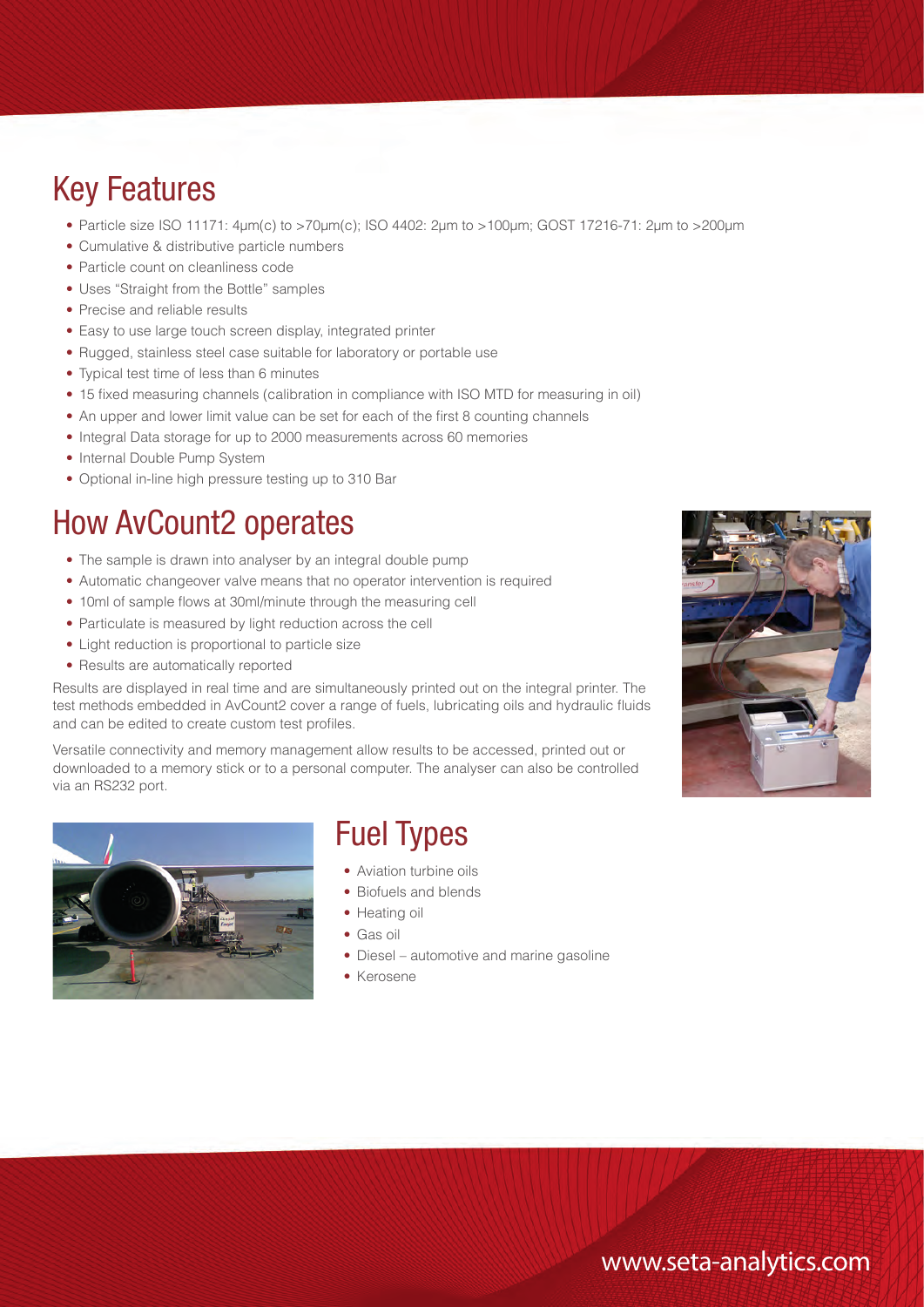## Key Features

- Particle size ISO 11171: 4µm(c) to >70µm(c); ISO 4402: 2µm to >100µm; GOST 17216-71: 2µm to >200µm
- Cumulative & distributive particle numbers
- Particle count on cleanliness code
- Uses "Straight from the Bottle" samples
- Precise and reliable results
- Easy to use large touch screen display, integrated printer
- Rugged, stainless steel case suitable for laboratory or portable use
- Typical test time of less than 6 minutes
- 15 fixed measuring channels (calibration in compliance with ISO MTD for measuring in oil)
- An upper and lower limit value can be set for each of the first 8 counting channels
- Integral Data storage for up to 2000 measurements across 60 memories
- Internal Double Pump System
- Optional in-line high pressure testing up to 310 Bar

## How AvCount2 operates

- The sample is drawn into analyser by an integral double pump
- Automatic changeover valve means that no operator intervention is required
- 10ml of sample flows at 30ml/minute through the measuring cell
- Particulate is measured by light reduction across the cell
- Light reduction is proportional to particle size
- Results are automatically reported

Results are displayed in real time and are simultaneously printed out on the integral printer. The test methods embedded in AvCount2 cover a range of fuels, lubricating oils and hydraulic fluids and can be edited to create custom test profiles.

Versatile connectivity and memory management allow results to be accessed, printed out or downloaded to a memory stick or to a personal computer. The analyser can also be controlled via an RS232 port.

## Fuel Types

- Aviation turbine oils
- Biofuels and blends
- Heating oil
- Gas oil
- Diesel – automotive and marine gasoline
- Kerosene

www.seta-analytics.com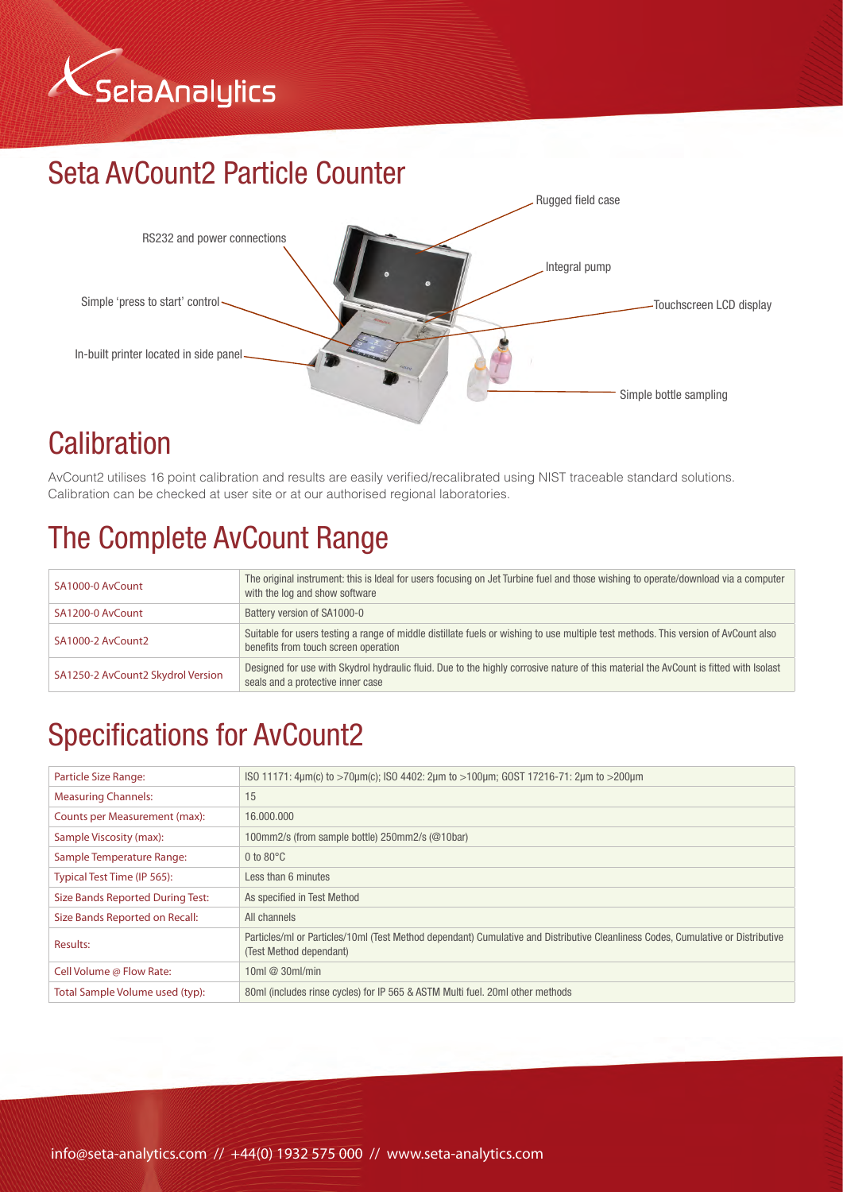# Seta AvCount2 Particle Counter

Rugged field case

RS232 and power connections

Integral pump

Simple 'press to start' control

Touchscreen LCD display

In-built printer located in side panel

Simple bottle sampling

## Calibration

AvCount2 utilises 16 point calibration and results are easily verified/recalibrated using NIST traceable standard solutions. Calibration can be checked at user site or at our authorised regional laboratories.

## The Complete AvCount Range

| | |
|---|---|
| SA1000-0 AvCount | The original instrument: this is Ideal for users focusing on Jet Turbine fuel and those wishing to operate/download via a computer with the log and show software |
| SA1200-0 AvCount | Battery version of SA1000-0 |
| SA1000-2 AvCount2 | Suitable for users testing a range of middle distillate fuels or wishing to use multiple test methods. This version of AvCount also benefits from touch screen operation |
| SA1250-2 AvCount2 Skydrol Version | Designed for use with Skydrol hydraulic fluid. Due to the highly corrosive nature of this material the AvCount is fitted with Isolast seals and a protective inner case |

## Specifications for AvCount2

| | |
|---|---|
| Particle Size Range: | ISO 11171: 4µm(c) to >70µm(c); ISO 4402: 2µm to >100µm; GOST 17216-71: 2µm to >200µm |
| Measuring Channels: | 15 |
| Counts per Measurement (max): | 16.000.000 |
| Sample Viscosity (max): | 100mm2/s (from sample bottle) 250mm2/s (@10bar) |
| Sample Temperature Range: | 0 to 80°C |
| Typical Test Time (IP 565): | Less than 6 minutes |
| Size Bands Reported During Test: | As specified in Test Method |
| Size Bands Reported on Recall: | All channels |
| Results: | Particles/ml or Particles/10ml (Test Method dependant) Cumulative and Distributive Cleanliness Codes, Cumulative or Distributive (Test Method dependant) |
| Cell Volume @ Flow Rate: | 10ml @ 30ml/min |
| Total Sample Volume used (typ): | 80ml (includes rinse cycles) for IP 565 & ASTM Multi fuel. 20ml other methods |

info@seta-analytics.com // +44(0) 1932 575 000 // www.seta-analytics.com